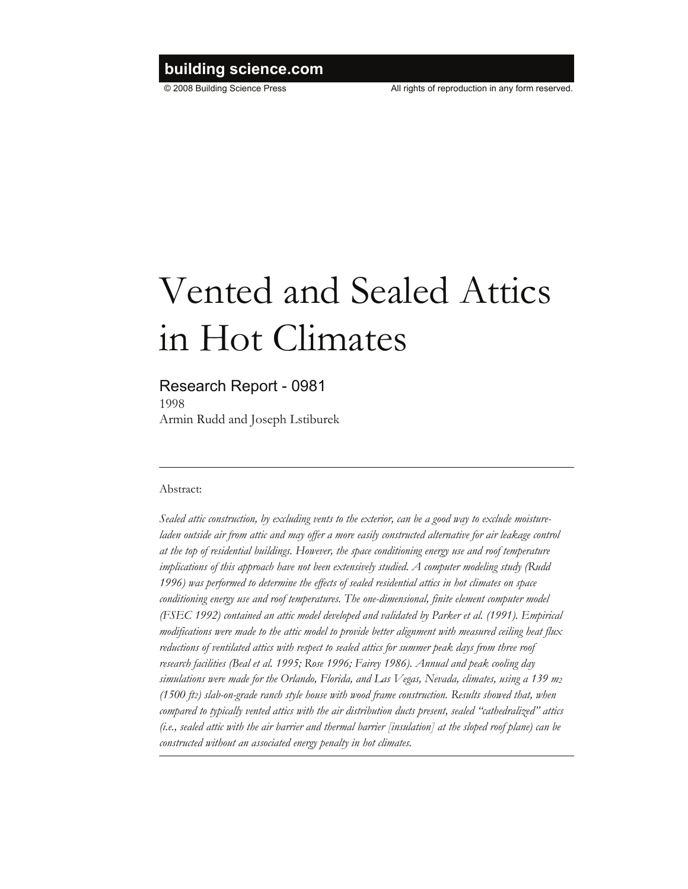building science.com

© 2008 Building Science Press All rights of reproduction in any form reserved.

# Vented and Sealed Attics in Hot Climates

## Research Report - 0981

1998

Armin Rudd and Joseph Lstiburek

---

Abstract:

*Sealed attic construction, by excluding vents to the exterior, can be a good way to exclude moisture-laden outside air from attic and may offer a more easily constructed alternative for air leakage control at the top of residential buildings. However, the space conditioning energy use and roof temperature implications of this approach have not been extensively studied. A computer modeling study (Rudd 1996) was performed to determine the effects of sealed residential attics in hot climates on space conditioning energy use and roof temperatures. The one-dimensional, finite element computer model (FSEC 1992) contained an attic model developed and validated by Parker et al. (1991). Empirical modifications were made to the attic model to provide better alignment with measured ceiling heat flux reductions of ventilated attics with respect to sealed attics for summer peak days from three roof research facilities (Beal et al. 1995; Rose 1996; Fairey 1986). Annual and peak cooling day simulations were made for the Orlando, Florida, and Las Vegas, Nevada, climates, using a 139 $m^2$ (1500 $ft^2$) slab-on-grade ranch style house with wood frame construction. Results showed that, when compared to typically vented attics with the air distribution ducts present, sealed "cathedralized" attics (i.e., sealed attic with the air barrier and thermal barrier [insulation] at the sloped roof plane) can be constructed without an associated energy penalty in hot climates.*

---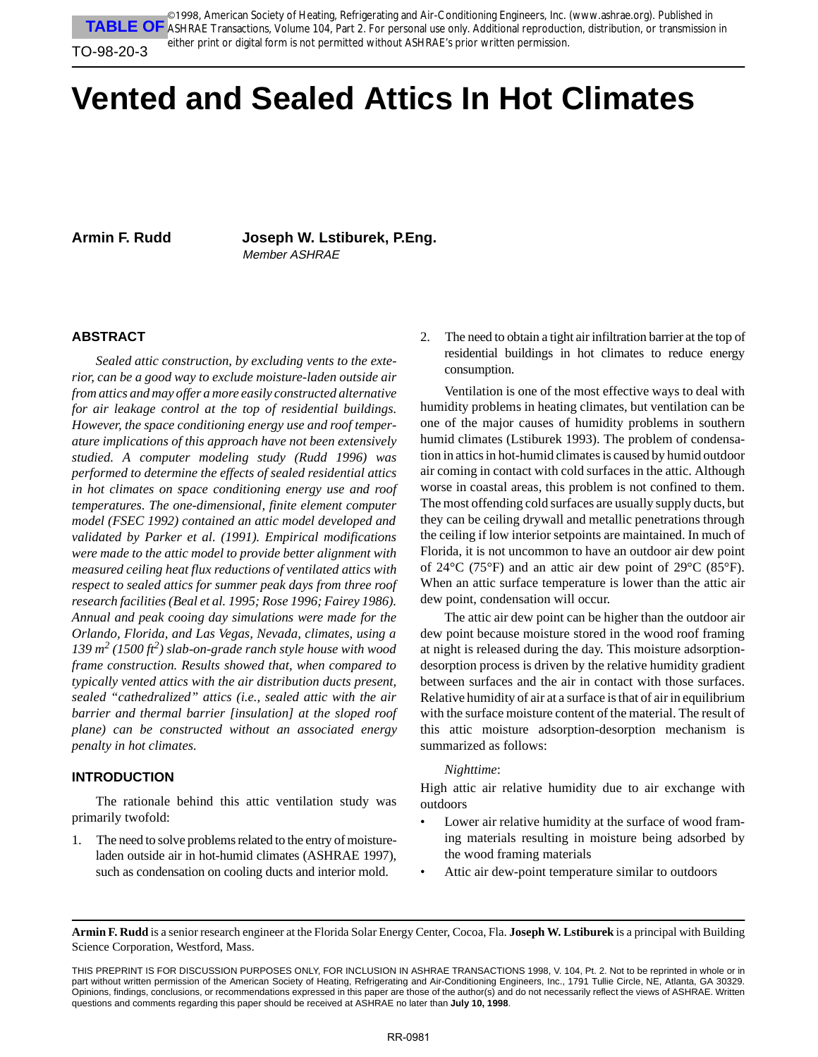# Vented and Sealed Attics In Hot Climates

**Armin F. Rudd**

**Joseph W. Lstiburek, P.Eng.**
*Member ASHRAE*

## ABSTRACT

*Sealed attic construction, by excluding vents to the exterior, can be a good way to exclude moisture-laden outside air from attics and may offer a more easily constructed alternative for air leakage control at the top of residential buildings. However, the space conditioning energy use and roof temperature implications of this approach have not been extensively studied. A computer modeling study (Rudd 1996) was performed to determine the effects of sealed residential attics in hot climates on space conditioning energy use and roof temperatures. The one-dimensional, finite element computer model (FSEC 1992) contained an attic model developed and validated by Parker et al. (1991). Empirical modifications were made to the attic model to provide better alignment with measured ceiling heat flux reductions of ventilated attics with respect to sealed attics for summer peak days from three roof research facilities (Beal et al. 1995; Rose 1996; Fairey 1986). Annual and peak cooing day simulations were made for the Orlando, Florida, and Las Vegas, Nevada, climates, using a 139 $m^2$ (1500 $ft^2$) slab-on-grade ranch style house with wood frame construction. Results showed that, when compared to typically vented attics with the air distribution ducts present, sealed "cathedralized" attics (i.e., sealed attic with the air barrier and thermal barrier [insulation] at the sloped roof plane) can be constructed without an associated energy penalty in hot climates.*

## INTRODUCTION

The rationale behind this attic ventilation study was primarily twofold:

1. The need to solve problems related to the entry of moisture-laden outside air in hot-humid climates (ASHRAE 1997), such as condensation on cooling ducts and interior mold.
2. The need to obtain a tight air infiltration barrier at the top of residential buildings in hot climates to reduce energy consumption.

Ventilation is one of the most effective ways to deal with humidity problems in heating climates, but ventilation can be one of the major causes of humidity problems in southern humid climates (Lstiburek 1993). The problem of condensation in attics in hot-humid climates is caused by humid outdoor air coming in contact with cold surfaces in the attic. Although worse in coastal areas, this problem is not confined to them. The most offending cold surfaces are usually supply ducts, but they can be ceiling drywall and metallic penetrations through the ceiling if low interior setpoints are maintained. In much of Florida, it is not uncommon to have an outdoor air dew point of 24°C (75°F) and an attic air dew point of 29°C (85°F). When an attic surface temperature is lower than the attic air dew point, condensation will occur.

The attic air dew point can be higher than the outdoor air dew point because moisture stored in the wood roof framing at night is released during the day. This moisture adsorption-desorption process is driven by the relative humidity gradient between surfaces and the air in contact with those surfaces. Relative humidity of air at a surface is that of air in equilibrium with the surface moisture content of the material. The result of this attic moisture adsorption-desorption mechanism is summarized as follows:

*Nighttime*:

High attic air relative humidity due to air exchange with outdoors

- Lower air relative humidity at the surface of wood framing materials resulting in moisture being adsorbed by the wood framing materials
- Attic air dew-point temperature similar to outdoors

**Armin F. Rudd** is a senior research engineer at the Florida Solar Energy Center, Cocoa, Fla. **Joseph W. Lstiburek** is a principal with Building Science Corporation, Westford, Mass.

THIS PREPRINT IS FOR DISCUSSION PURPOSES ONLY, FOR INCLUSION IN ASHRAE TRANSACTIONS 1998, V. 104, Pt. 2. Not to be reprinted in whole or in part without written permission of the American Society of Heating, Refrigerating and Air-Conditioning Engineers, Inc., 1791 Tullie Circle, NE, Atlanta, GA 30329. Opinions, findings, conclusions, or recommendations expressed in this paper are those of the author(s) and do not necessarily reflect the views of ASHRAE. Written questions and comments regarding this paper should be received at ASHRAE no later than **July 10, 1998**.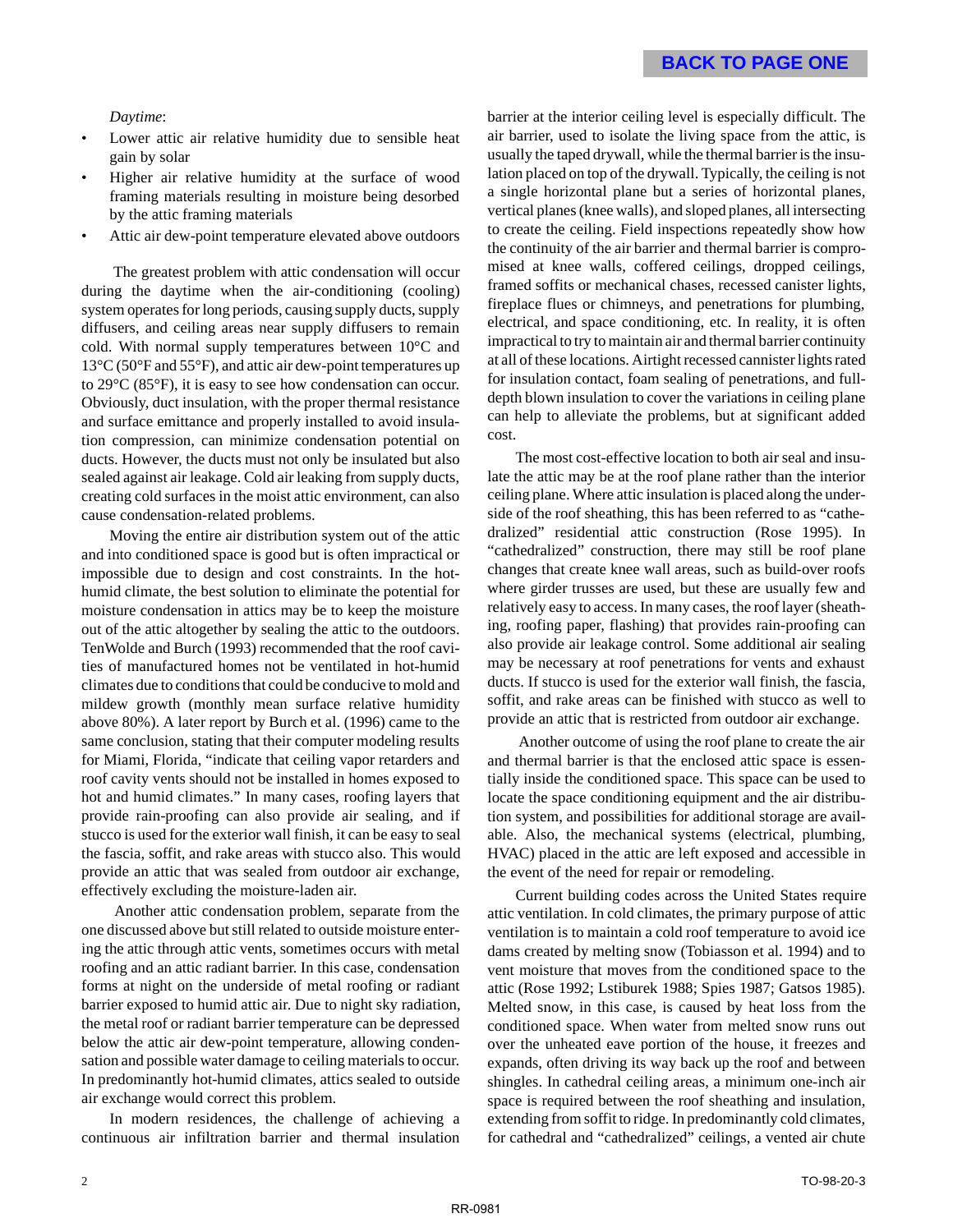*Daytime*:

- Lower attic air relative humidity due to sensible heat gain by solar
- Higher air relative humidity at the surface of wood framing materials resulting in moisture being desorbed by the attic framing materials
- Attic air dew-point temperature elevated above outdoors

The greatest problem with attic condensation will occur during the daytime when the air-conditioning (cooling) system operates for long periods, causing supply ducts, supply diffusers, and ceiling areas near supply diffusers to remain cold. With normal supply temperatures between 10°C and 13°C (50°F and 55°F), and attic air dew-point temperatures up to 29°C (85°F), it is easy to see how condensation can occur. Obviously, duct insulation, with the proper thermal resistance and surface emittance and properly installed to avoid insulation compression, can minimize condensation potential on ducts. However, the ducts must not only be insulated but also sealed against air leakage. Cold air leaking from supply ducts, creating cold surfaces in the moist attic environment, can also cause condensation-related problems.

Moving the entire air distribution system out of the attic and into conditioned space is good but is often impractical or impossible due to design and cost constraints. In the hot-humid climate, the best solution to eliminate the potential for moisture condensation in attics may be to keep the moisture out of the attic altogether by sealing the attic to the outdoors. TenWolde and Burch (1993) recommended that the roof cavities of manufactured homes not be ventilated in hot-humid climates due to conditions that could be conducive to mold and mildew growth (monthly mean surface relative humidity above 80%). A later report by Burch et al. (1996) came to the same conclusion, stating that their computer modeling results for Miami, Florida, "indicate that ceiling vapor retarders and roof cavity vents should not be installed in homes exposed to hot and humid climates." In many cases, roofing layers that provide rain-proofing can also provide air sealing, and if stucco is used for the exterior wall finish, it can be easy to seal the fascia, soffit, and rake areas with stucco also. This would provide an attic that was sealed from outdoor air exchange, effectively excluding the moisture-laden air.

Another attic condensation problem, separate from the one discussed above but still related to outside moisture entering the attic through attic vents, sometimes occurs with metal roofing and an attic radiant barrier. In this case, condensation forms at night on the underside of metal roofing or radiant barrier exposed to humid attic air. Due to night sky radiation, the metal roof or radiant barrier temperature can be depressed below the attic air dew-point temperature, allowing condensation and possible water damage to ceiling materials to occur. In predominantly hot-humid climates, attics sealed to outside air exchange would correct this problem.

In modern residences, the challenge of achieving a continuous air infiltration barrier and thermal insulation barrier at the interior ceiling level is especially difficult. The air barrier, used to isolate the living space from the attic, is usually the taped drywall, while the thermal barrier is the insulation placed on top of the drywall. Typically, the ceiling is not a single horizontal plane but a series of horizontal planes, vertical planes (knee walls), and sloped planes, all intersecting to create the ceiling. Field inspections repeatedly show how the continuity of the air barrier and thermal barrier is compromised at knee walls, coffered ceilings, dropped ceilings, framed soffits or mechanical chases, recessed canister lights, fireplace flues or chimneys, and penetrations for plumbing, electrical, and space conditioning, etc. In reality, it is often impractical to try to maintain air and thermal barrier continuity at all of these locations. Airtight recessed cannister lights rated for insulation contact, foam sealing of penetrations, and full-depth blown insulation to cover the variations in ceiling plane can help to alleviate the problems, but at significant added cost.

The most cost-effective location to both air seal and insulate the attic may be at the roof plane rather than the interior ceiling plane. Where attic insulation is placed along the underside of the roof sheathing, this has been referred to as "cathedralized" residential attic construction (Rose 1995). In "cathedralized" construction, there may still be roof plane changes that create knee wall areas, such as build-over roofs where girder trusses are used, but these are usually few and relatively easy to access. In many cases, the roof layer (sheathing, roofing paper, flashing) that provides rain-proofing can also provide air leakage control. Some additional air sealing may be necessary at roof penetrations for vents and exhaust ducts. If stucco is used for the exterior wall finish, the fascia, soffit, and rake areas can be finished with stucco as well to provide an attic that is restricted from outdoor air exchange.

Another outcome of using the roof plane to create the air and thermal barrier is that the enclosed attic space is essentially inside the conditioned space. This space can be used to locate the space conditioning equipment and the air distribution system, and possibilities for additional storage are available. Also, the mechanical systems (electrical, plumbing, HVAC) placed in the attic are left exposed and accessible in the event of the need for repair or remodeling.

Current building codes across the United States require attic ventilation. In cold climates, the primary purpose of attic ventilation is to maintain a cold roof temperature to avoid ice dams created by melting snow (Tobiasson et al. 1994) and to vent moisture that moves from the conditioned space to the attic (Rose 1992; Lstiburek 1988; Spies 1987; Gatsos 1985). Melted snow, in this case, is caused by heat loss from the conditioned space. When water from melted snow runs out over the unheated eave portion of the house, it freezes and expands, often driving its way back up the roof and between shingles. In cathedral ceiling areas, a minimum one-inch air space is required between the roof sheathing and insulation, extending from soffit to ridge. In predominantly cold climates, for cathedral and "cathedralized" ceilings, a vented air chute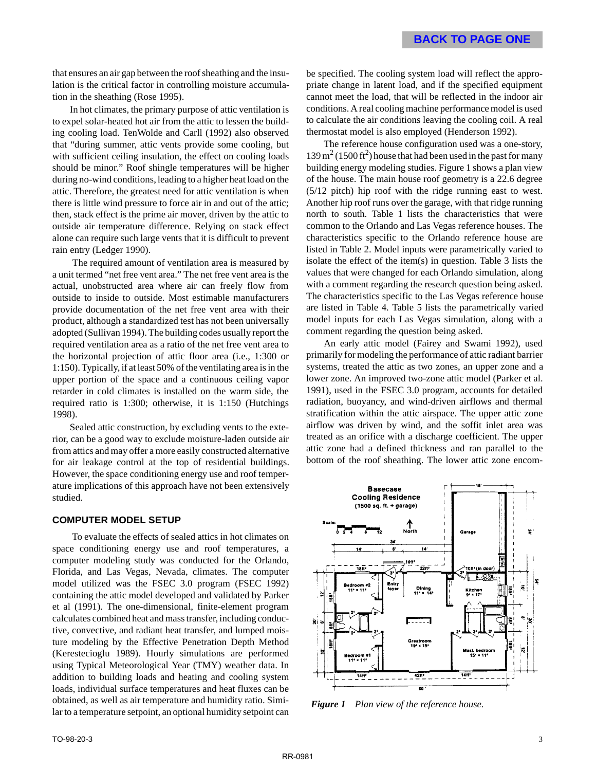that ensures an air gap between the roof sheathing and the insulation is the critical factor in controlling moisture accumulation in the sheathing (Rose 1995).

In hot climates, the primary purpose of attic ventilation is to expel solar-heated hot air from the attic to lessen the building cooling load. TenWolde and Carll (1992) also observed that "during summer, attic vents provide some cooling, but with sufficient ceiling insulation, the effect on cooling loads should be minor." Roof shingle temperatures will be higher during no-wind conditions, leading to a higher heat load on the attic. Therefore, the greatest need for attic ventilation is when there is little wind pressure to force air in and out of the attic; then, stack effect is the prime air mover, driven by the attic to outside air temperature difference. Relying on stack effect alone can require such large vents that it is difficult to prevent rain entry (Ledger 1990).

The required amount of ventilation area is measured by a unit termed "net free vent area." The net free vent area is the actual, unobstructed area where air can freely flow from outside to inside to outside. Most estimable manufacturers provide documentation of the net free vent area with their product, although a standardized test has not been universally adopted (Sullivan 1994). The building codes usually report the required ventilation area as a ratio of the net free vent area to the horizontal projection of attic floor area (i.e., 1:300 or 1:150). Typically, if at least 50% of the ventilating area is in the upper portion of the space and a continuous ceiling vapor retarder in cold climates is installed on the warm side, the required ratio is 1:300; otherwise, it is 1:150 (Hutchings 1998).

Sealed attic construction, by excluding vents to the exterior, can be a good way to exclude moisture-laden outside air from attics and may offer a more easily constructed alternative for air leakage control at the top of residential buildings. However, the space conditioning energy use and roof temperature implications of this approach have not been extensively studied.

## COMPUTER MODEL SETUP

To evaluate the effects of sealed attics in hot climates on space conditioning energy use and roof temperatures, a computer modeling study was conducted for the Orlando, Florida, and Las Vegas, Nevada, climates. The computer model utilized was the FSEC 3.0 program (FSEC 1992) containing the attic model developed and validated by Parker et al (1991). The one-dimensional, finite-element program calculates combined heat and mass transfer, including conductive, convective, and radiant heat transfer, and lumped moisture modeling by the Effective Penetration Depth Method (Kerestecioglu 1989). Hourly simulations are performed using Typical Meteorological Year (TMY) weather data. In addition to building loads and heating and cooling system loads, individual surface temperatures and heat fluxes can be obtained, as well as air temperature and humidity ratio. Similar to a temperature setpoint, an optional humidity setpoint can be specified. The cooling system load will reflect the appropriate change in latent load, and if the specified equipment cannot meet the load, that will be reflected in the indoor air conditions. A real cooling machine performance model is used to calculate the air conditions leaving the cooling coil. A real thermostat model is also employed (Henderson 1992).

The reference house configuration used was a one-story, 139 $m^2$ (1500 $ft^2$) house that had been used in the past for many building energy modeling studies. Figure 1 shows a plan view of the house. The main house roof geometry is a 22.6 degree (5/12 pitch) hip roof with the ridge running east to west. Another hip roof runs over the garage, with that ridge running north to south. Table 1 lists the characteristics that were common to the Orlando and Las Vegas reference houses. The characteristics specific to the Orlando reference house are listed in Table 2. Model inputs were parametrically varied to isolate the effect of the item(s) in question. Table 3 lists the values that were changed for each Orlando simulation, along with a comment regarding the research question being asked. The characteristics specific to the Las Vegas reference house are listed in Table 4. Table 5 lists the parametrically varied model inputs for each Las Vegas simulation, along with a comment regarding the question being asked.

An early attic model (Fairey and Swami 1992), used primarily for modeling the performance of attic radiant barrier systems, treated the attic as two zones, an upper zone and a lower zone. An improved two-zone attic model (Parker et al. 1991), used in the FSEC 3.0 program, accounts for detailed radiation, buoyancy, and wind-driven airflows and thermal stratification within the attic airspace. The upper attic zone airflow was driven by wind, and the soffit inlet area was treated as an orifice with a discharge coefficient. The upper attic zone had a defined thickness and ran parallel to the bottom of the roof sheathing. The lower attic zone encom-

***Figure 1*** *Plan view of the reference house.*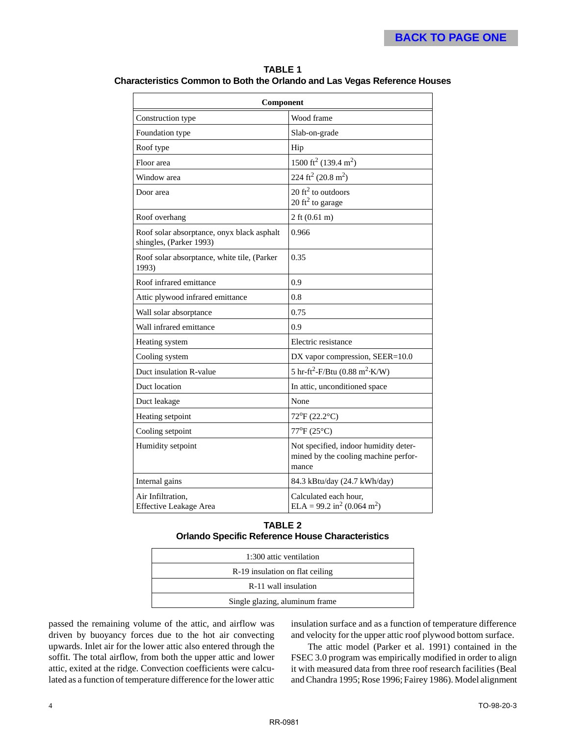**TABLE 1**
**Characteristics Common to Both the Orlando and Las Vegas Reference Houses**

| Component | |
|---|---|
| Construction type | Wood frame |
| Foundation type | Slab-on-grade |
| Roof type | Hip |
| Floor area | 1500 $ft^2$ (139.4 $m^2$) |
| Window area | 224 $ft^2$ (20.8 $m^2$) |
| Door area | 20 $ft^2$ to outdoors<br>20 $ft^2$ to garage |
| Roof overhang | 2 ft (0.61 m) |
| Roof solar absorptance, onyx black asphalt shingles, (Parker 1993) | 0.966 |
| Roof solar absorptance, white tile, (Parker 1993) | 0.35 |
| Roof infrared emittance | 0.9 |
| Attic plywood infrared emittance | 0.8 |
| Wall solar absorptance | 0.75 |
| Wall infrared emittance | 0.9 |
| Heating system | Electric resistance |
| Cooling system | DX vapor compression, SEER=10.0 |
| Duct insulation R-value | 5 hr-$ft^2$-F/Btu (0.88 $m^2 \cdot$K/W) |
| Duct location | In attic, unconditioned space |
| Duct leakage | None |
| Heating setpoint | 72°F (22.2°C) |
| Cooling setpoint | 77°F (25°C) |
| Humidity setpoint | Not specified, indoor humidity determined by the cooling machine performance |
| Internal gains | 84.3 kBtu/day (24.7 kWh/day) |
| Air Infiltration,<br>Effective Leakage Area | Calculated each hour,<br>ELA = 99.2 $in^2$ (0.064 $m^2$) |

**TABLE 2**
**Orlando Specific Reference House Characteristics**

| |
|---|
| 1:300 attic ventilation |
| R-19 insulation on flat ceiling |
| R-11 wall insulation |
| Single glazing, aluminum frame |

passed the remaining volume of the attic, and airflow was driven by buoyancy forces due to the hot air convecting upwards. Inlet air for the lower attic also entered through the soffit. The total airflow, from both the upper attic and lower attic, exited at the ridge. Convection coefficients were calculated as a function of temperature difference for the lower attic insulation surface and as a function of temperature difference and velocity for the upper attic roof plywood bottom surface.

The attic model (Parker et al. 1991) contained in the FSEC 3.0 program was empirically modified in order to align it with measured data from three roof research facilities (Beal and Chandra 1995; Rose 1996; Fairey 1986). Model alignment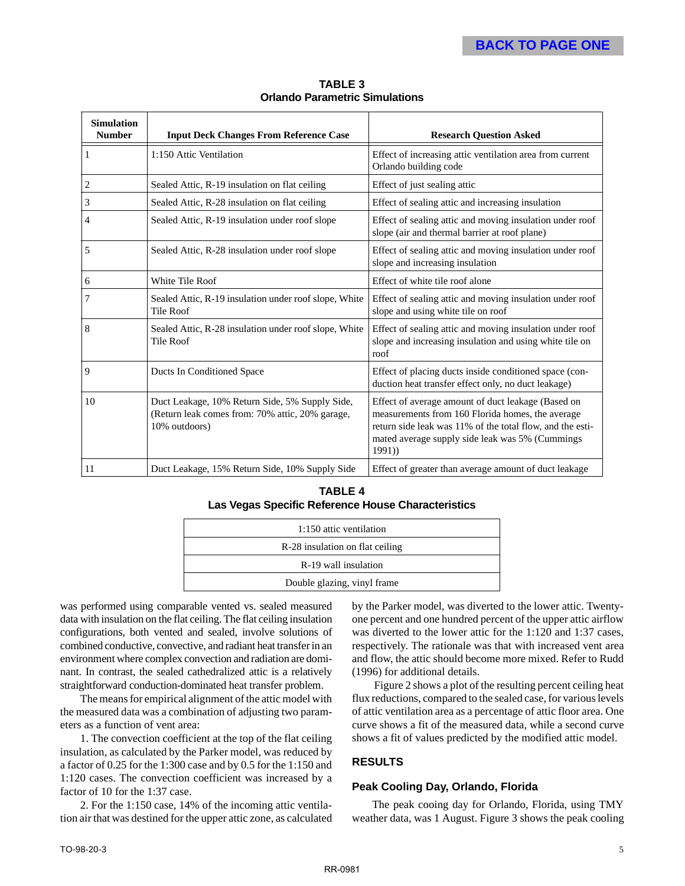**TABLE 3**
**Orlando Parametric Simulations**

| Simulation Number | Input Deck Changes From Reference Case | Research Question Asked |
|---|---|---|
| 1 | 1:150 Attic Ventilation | Effect of increasing attic ventilation area from current Orlando building code |
| 2 | Sealed Attic, R-19 insulation on flat ceiling | Effect of just sealing attic |
| 3 | Sealed Attic, R-28 insulation on flat ceiling | Effect of sealing attic and increasing insulation |
| 4 | Sealed Attic, R-19 insulation under roof slope | Effect of sealing attic and moving insulation under roof slope (air and thermal barrier at roof plane) |
| 5 | Sealed Attic, R-28 insulation under roof slope | Effect of sealing attic and moving insulation under roof slope and increasing insulation |
| 6 | White Tile Roof | Effect of white tile roof alone |
| 7 | Sealed Attic, R-19 insulation under roof slope, White Tile Roof | Effect of sealing attic and moving insulation under roof slope and using white tile on roof |
| 8 | Sealed Attic, R-28 insulation under roof slope, White Tile Roof | Effect of sealing attic and moving insulation under roof slope and increasing insulation and using white tile on roof |
| 9 | Ducts In Conditioned Space | Effect of placing ducts inside conditioned space (conduction heat transfer effect only, no duct leakage) |
| 10 | Duct Leakage, 10% Return Side, 5% Supply Side, (Return leak comes from: 70% attic, 20% garage, 10% outdoors) | Effect of average amount of duct leakage (Based on measurements from 160 Florida homes, the average return side leak was 11% of the total flow, and the estimated average supply side leak was 5% (Cummings 1991)) |
| 11 | Duct Leakage, 15% Return Side, 10% Supply Side | Effect of greater than average amount of duct leakage |

**TABLE 4**
**Las Vegas Specific Reference House Characteristics**

| |
|---|
| 1:150 attic ventilation |
| R-28 insulation on flat ceiling |
| R-19 wall insulation |
| Double glazing, vinyl frame |

was performed using comparable vented vs. sealed measured data with insulation on the flat ceiling. The flat ceiling insulation configurations, both vented and sealed, involve solutions of combined conductive, convective, and radiant heat transfer in an environment where complex convection and radiation are dominant. In contrast, the sealed cathedralized attic is a relatively straightforward conduction-dominated heat transfer problem.

The means for empirical alignment of the attic model with the measured data was a combination of adjusting two parameters as a function of vent area:

1. The convection coefficient at the top of the flat ceiling insulation, as calculated by the Parker model, was reduced by a factor of 0.25 for the 1:300 case and by 0.5 for the 1:150 and 1:120 cases. The convection coefficient was increased by a factor of 10 for the 1:37 case.

2. For the 1:150 case, 14% of the incoming attic ventilation air that was destined for the upper attic zone, as calculated by the Parker model, was diverted to the lower attic. Twenty-one percent and one hundred percent of the upper attic airflow was diverted to the lower attic for the 1:120 and 1:37 cases, respectively. The rationale was that with increased vent area and flow, the attic should become more mixed. Refer to Rudd (1996) for additional details.

Figure 2 shows a plot of the resulting percent ceiling heat flux reductions, compared to the sealed case, for various levels of attic ventilation area as a percentage of attic floor area. One curve shows a fit of the measured data, while a second curve shows a fit of values predicted by the modified attic model.

## RESULTS

### Peak Cooling Day, Orlando, Florida

The peak cooing day for Orlando, Florida, using TMY weather data, was 1 August. Figure 3 shows the peak cooling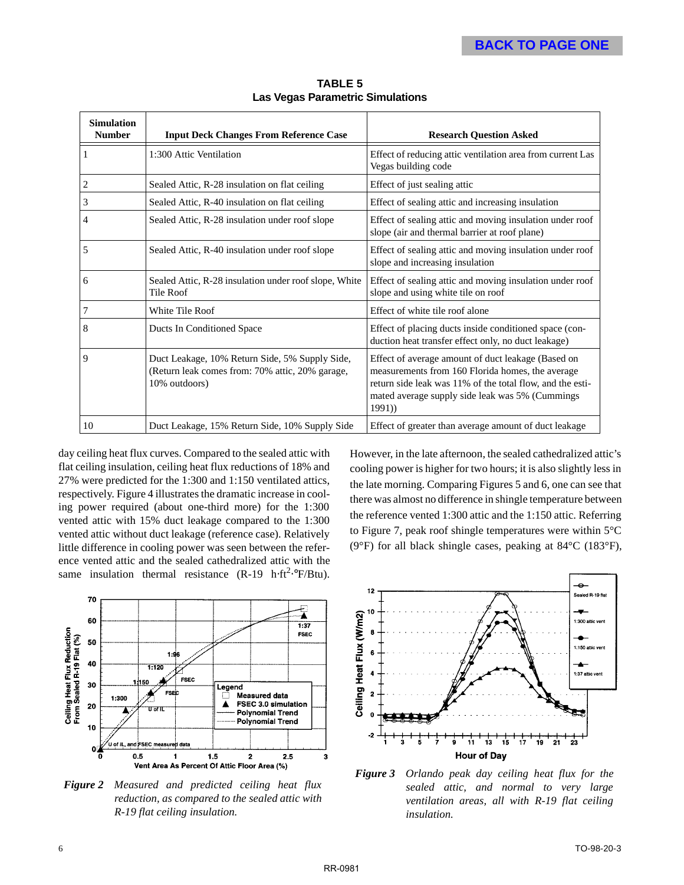**TABLE 5**
**Las Vegas Parametric Simulations**

| Simulation Number | Input Deck Changes From Reference Case | Research Question Asked |
|---|---|---|
| 1 | 1:300 Attic Ventilation | Effect of reducing attic ventilation area from current Las Vegas building code |
| 2 | Sealed Attic, R-28 insulation on flat ceiling | Effect of just sealing attic |
| 3 | Sealed Attic, R-40 insulation on flat ceiling | Effect of sealing attic and increasing insulation |
| 4 | Sealed Attic, R-28 insulation under roof slope | Effect of sealing attic and moving insulation under roof slope (air and thermal barrier at roof plane) |
| 5 | Sealed Attic, R-40 insulation under roof slope | Effect of sealing attic and moving insulation under roof slope and increasing insulation |
| 6 | Sealed Attic, R-28 insulation under roof slope, White Tile Roof | Effect of sealing attic and moving insulation under roof slope and using white tile on roof |
| 7 | White Tile Roof | Effect of white tile roof alone |
| 8 | Ducts In Conditioned Space | Effect of placing ducts inside conditioned space (conduction heat transfer effect only, no duct leakage) |
| 9 | Duct Leakage, 10% Return Side, 5% Supply Side, (Return leak comes from: 70% attic, 20% garage, 10% outdoors) | Effect of average amount of duct leakage (Based on measurements from 160 Florida homes, the average return side leak was 11% of the total flow, and the estimated average supply side leak was 5% (Cummings 1991)) |
| 10 | Duct Leakage, 15% Return Side, 10% Supply Side | Effect of greater than average amount of duct leakage |

day ceiling heat flux curves. Compared to the sealed attic with flat ceiling insulation, ceiling heat flux reductions of 18% and 27% were predicted for the 1:300 and 1:150 ventilated attics, respectively. Figure 4 illustrates the dramatic increase in cooling power required (about one-third more) for the 1:300 vented attic with 15% duct leakage compared to the 1:300 vented attic without duct leakage (reference case). Relatively little difference in cooling power was seen between the reference vented attic and the sealed cathedralized attic with the same insulation thermal resistance (R-19 h·ft$^2$·°F/Btu). However, in the late afternoon, the sealed cathedralized attic's cooling power is higher for two hours; it is also slightly less in the late morning. Comparing Figures 5 and 6, one can see that there was almost no difference in shingle temperature between the reference vented 1:300 attic and the 1:150 attic. Referring to Figure 7, peak roof shingle temperatures were within 5°C (9°F) for all black shingle cases, peaking at 84°C (183°F),

*Figure 2* *Measured and predicted ceiling heat flux reduction, as compared to the sealed attic with R-19 flat ceiling insulation.*

*Figure 3* *Orlando peak day ceiling heat flux for the sealed attic, and normal to very large ventilation areas, all with R-19 flat ceiling insulation.*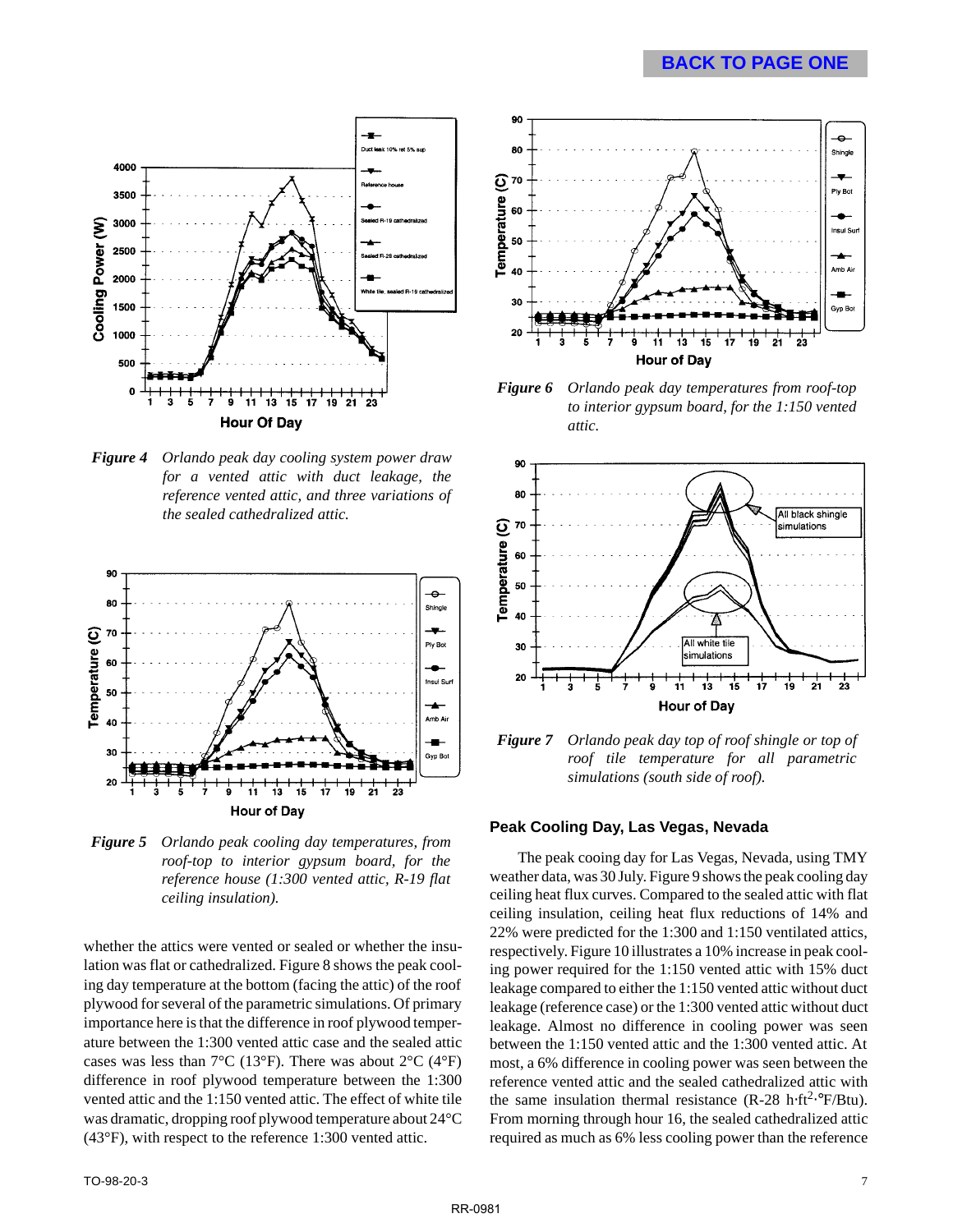*Figure 4* Orlando peak day cooling system power draw for a vented attic with duct leakage, the reference vented attic, and three variations of the sealed cathedralized attic.

*Figure 5* Orlando peak cooling day temperatures, from roof-top to interior gypsum board, for the reference house (1:300 vented attic, R-19 flat ceiling insulation).

whether the attics were vented or sealed or whether the insulation was flat or cathedralized. Figure 8 shows the peak cooling day temperature at the bottom (facing the attic) of the roof plywood for several of the parametric simulations. Of primary importance here is that the difference in roof plywood temperature between the vented attic case and the sealed attic cases was less than 7°C (13°F). There was about 2°C (4°F) difference in roof plywood temperature between the 1:300 vented attic and the 1:150 vented attic. The effect of white tile was dramatic, dropping roof plywood temperature about 24°C (43°F), with respect to the reference 1:300 vented attic.

*Figure 6* Orlando peak day temperatures from roof-top to interior gypsum board, for the 1:150 vented attic.

*Figure 7* Orlando peak day top of roof shingle or top of roof tile temperature for all parametric simulations (south side of roof).

## Peak Cooling Day, Las Vegas, Nevada

The peak cooing day for Las Vegas, Nevada, using TMY weather data, was 30 July. Figure 9 shows the peak cooling day ceiling heat flux curves. Compared to the sealed attic with flat ceiling insulation, ceiling heat flux reductions of 14% and 22% were predicted for the 1:300 and 1:150 ventilated attics, respectively. Figure 10 illustrates a 10% increase in peak cooling power required for the 1:150 vented attic with 15% duct leakage compared to either the 1:150 vented attic without duct leakage (reference case) or the 1:300 vented attic without duct leakage. Almost no difference in cooling power was seen between the 1:150 vented attic and the 1:300 vented attic. At most, a 6% difference in cooling power was seen between the reference vented attic and the sealed cathedralized attic with the same insulation thermal resistance (R-28 h·ft$^2$·°F/Btu). From morning through hour 16, the sealed cathedralized attic required as much as 6% less cooling power than the reference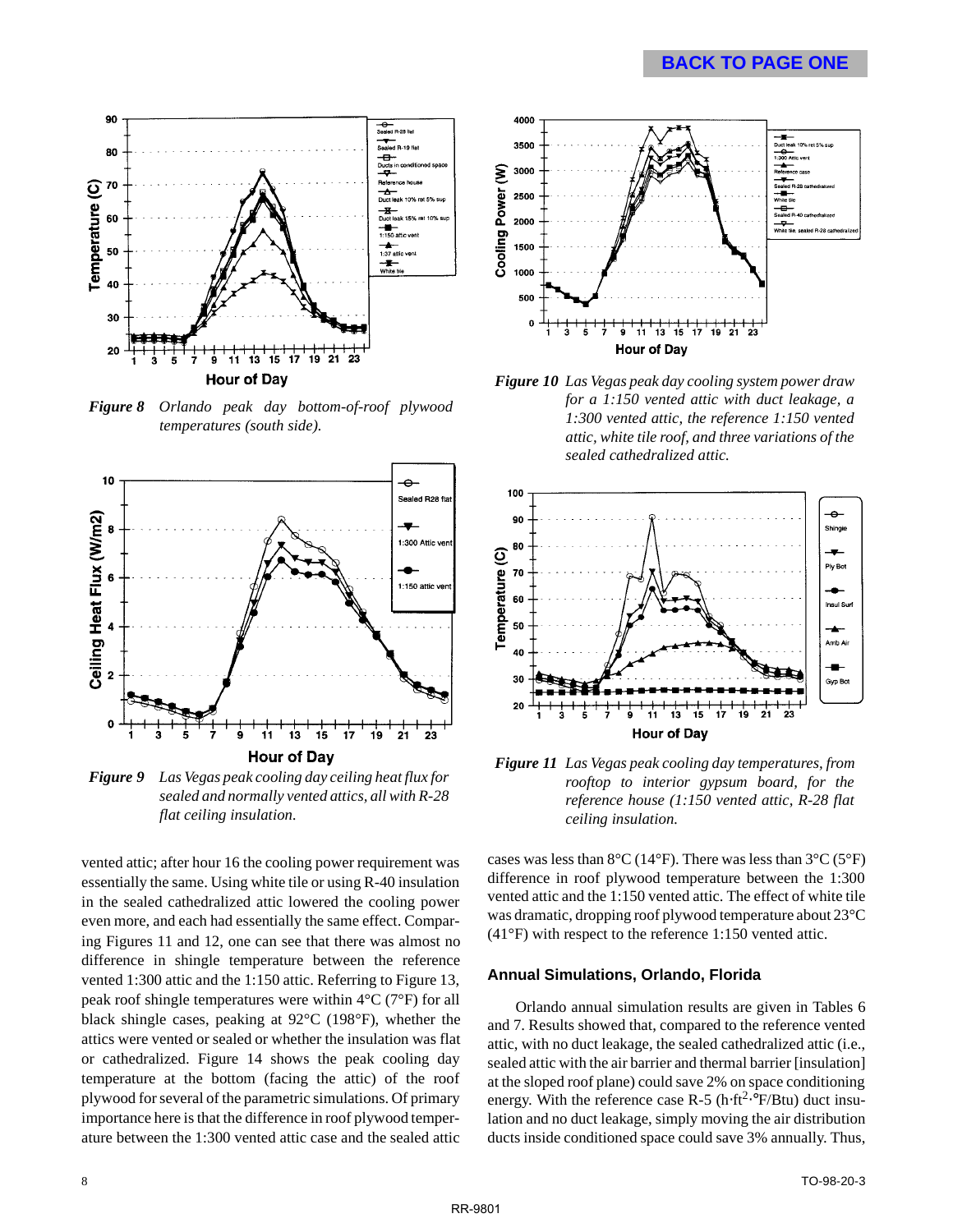**BACK TO PAGE ONE**

*Figure 8  Orlando peak day bottom-of-roof plywood temperatures (south side).*

*Figure 10  Las Vegas peak day cooling system power draw for a 1:150 vented attic with duct leakage, a 1:300 vented attic, the reference 1:150 vented attic, white tile roof, and three variations of the sealed cathedralized attic.*

*Figure 9  Las Vegas peak cooling day ceiling heat flux for sealed and normally vented attics, all with R-28 flat ceiling insulation.*

*Figure 11  Las Vegas peak cooling day temperatures, from rooftop to interior gypsum board, for the reference house (1:150 vented attic, R-28 flat ceiling insulation.*

vented attic; after hour 16 the cooling power requirement was essentially the same. Using white tile or using R-40 insulation in the sealed cathedralized attic lowered the cooling power even more, and each had essentially the same effect. Comparing Figures 11 and 12, one can see that there was almost no difference in shingle temperature between the reference vented 1:300 attic and the 1:150 attic. Referring to Figure 13, peak roof shingle temperatures were within 4°C (7°F) for all black shingle cases, peaking at 92°C (198°F), whether the attics were vented or sealed or whether the insulation was flat or cathedralized. Figure 14 shows the peak cooling day temperature at the bottom (facing the attic) of the roof plywood for several of the parametric simulations. Of primary importance here is that the difference in roof plywood temperature between the 1:300 vented attic case and the sealed attic cases was less than 8°C (14°F). There was less than 3°C (5°F) difference in roof plywood temperature between the 1:300 vented attic and the 1:150 vented attic. The effect of white tile was dramatic, dropping roof plywood temperature about 23°C (41°F) with respect to the reference 1:150 vented attic.

### Annual Simulations, Orlando, Florida

Orlando annual simulation results are given in Tables 6 and 7. Results showed that, compared to the reference vented attic, with no duct leakage, the sealed cathedralized attic (i.e., sealed attic with the air barrier and thermal barrier [insulation] at the sloped roof plane) could save 2% on space conditioning energy. With the reference case R-5 ($h \cdot ft^2 \cdot °F/Btu$) duct insulation and no duct leakage, simply moving the air distribution ducts inside conditioned space could save 3% annually. Thus,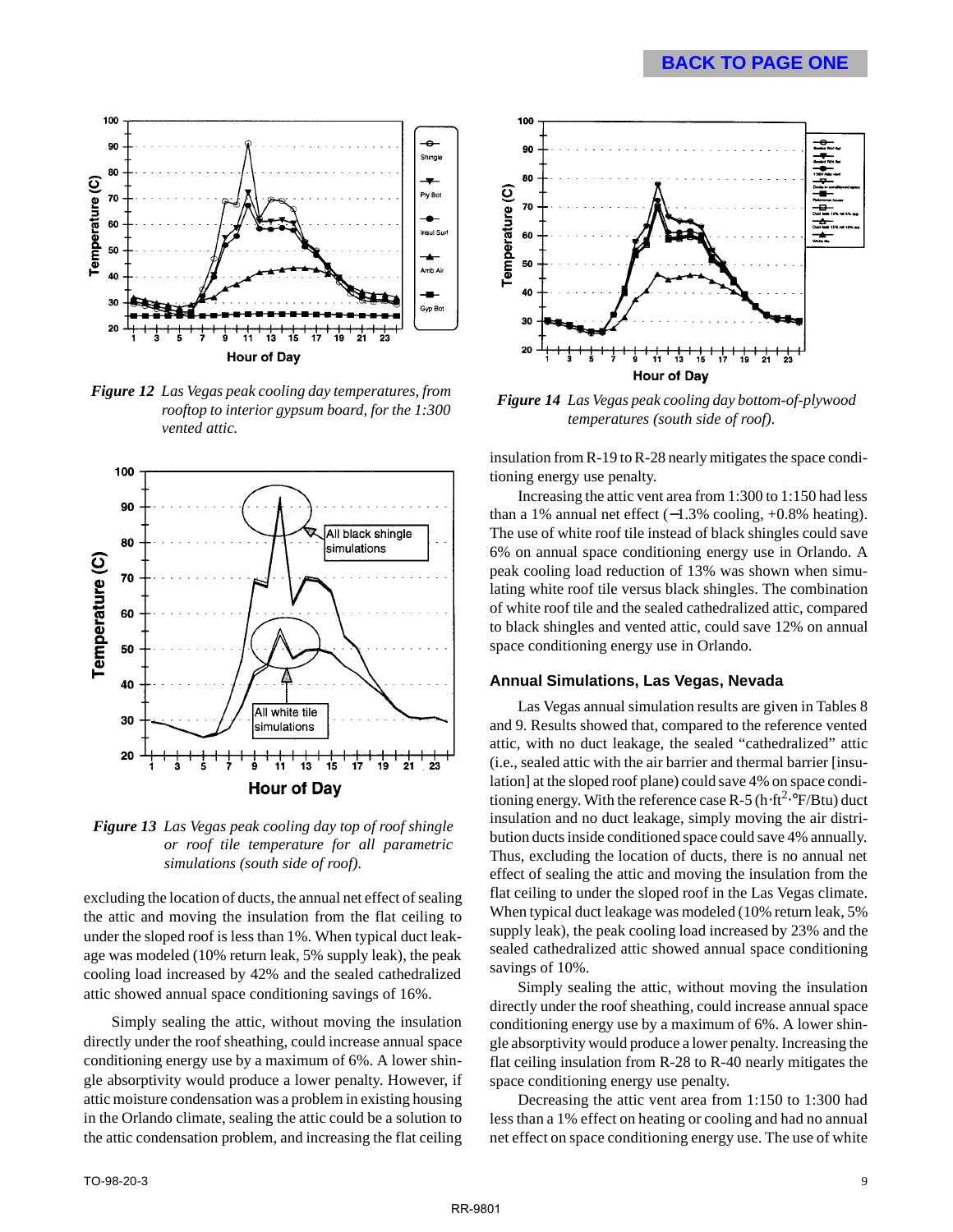*Figure 12 Las Vegas peak cooling day temperatures, from rooftop to interior gypsum board, for the 1:300 vented attic.*

*Figure 13 Las Vegas peak cooling day top of roof shingle or roof tile temperature for all parametric simulations (south side of roof).*

excluding the location of ducts, the annual net effect of sealing the attic and moving the insulation from the flat ceiling to under the sloped roof is less than 1%. When typical duct leakage was modeled (10% return leak, 5% supply leak), the peak cooling load increased by 42% and the sealed cathedralized attic showed annual space conditioning savings of 16%.

Simply sealing the attic, without moving the insulation directly under the roof sheathing, could increase annual space conditioning energy use by a maximum of 6%. A lower shingle absorptivity would produce a lower penalty. However, if attic moisture condensation was a problem in existing housing in the Orlando climate, sealing the attic could be a solution to the attic condensation problem, and increasing the flat ceiling

*Figure 14 Las Vegas peak cooling day bottom-of-plywood temperatures (south side of roof).*

insulation from R-19 to R-28 nearly mitigates the space conditioning energy use penalty.

Increasing the attic vent area from 1:300 to 1:150 had less than a 1% annual net effect (−1.3% cooling, +0.8% heating). The use of white roof tile instead of black shingles could save 6% on annual space conditioning energy use in Orlando. A peak cooling load reduction of 13% was shown when simulating white roof tile versus black shingles. The combination of white roof tile and the sealed cathedralized attic, compared to black shingles and vented attic, could save 12% on annual space conditioning energy use in Orlando.

## Annual Simulations, Las Vegas, Nevada

Las Vegas annual simulation results are given in Tables 8 and 9. Results showed that, compared to the reference vented attic, with no duct leakage, the sealed "cathedralized" attic (i.e., sealed attic with the air barrier and thermal barrier [insulation] at the sloped roof plane) could save 4% on space conditioning energy. With the reference case R-5 (h·ft$^2$·°F/Btu) duct insulation and no duct leakage, simply moving the air distribution ducts inside conditioned space could save 4% annually. Thus, excluding the location of ducts, there is no annual net effect of sealing the attic and moving the insulation from the flat ceiling to under the sloped roof in the Las Vegas climate. When typical duct leakage was modeled (10% return leak, 5% supply leak), the peak cooling load increased by 23% and the sealed cathedralized attic showed annual space conditioning savings of 10%.

Simply sealing the attic, without moving the insulation directly under the roof sheathing, could increase annual space conditioning energy use by a maximum of 6%. A lower shingle absorptivity would produce a lower penalty. Increasing the flat ceiling insulation from R-28 to R-40 nearly mitigates the space conditioning energy use penalty.

Decreasing the attic vent area from 1:150 to 1:300 had less than a 1% effect on heating or cooling and had no annual net effect on space conditioning energy use. The use of white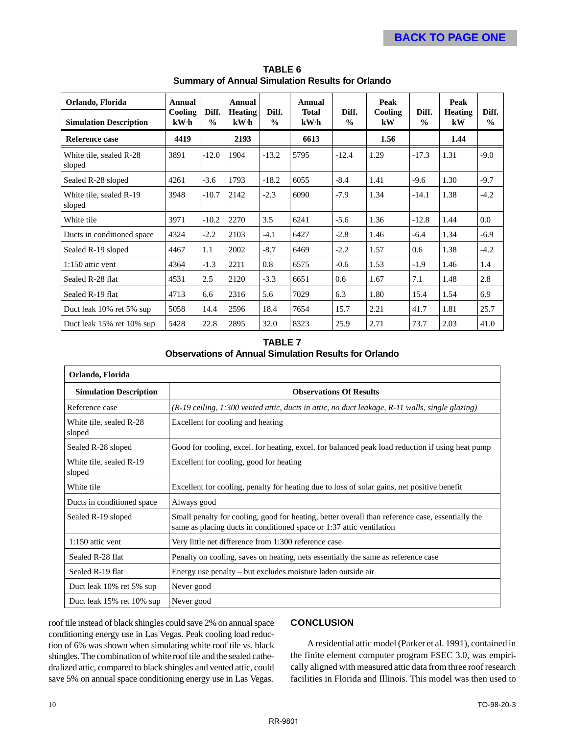**BACK TO PAGE ONE**

**TABLE 6**
**Summary of Annual Simulation Results for Orlando**

| Orlando, Florida<br>Simulation Description | Annual Cooling kW·h | Diff. % | Annual Heating kW·h | Diff. % | Annual Total kW·h | Diff. % | Peak Cooling kW | Diff. % | Peak Heating kW | Diff. % |
|---|---|---|---|---|---|---|---|---|---|---|
| **Reference case** | **4419** | | **2193** | | **6613** | | **1.56** | | **1.44** | |
| White tile, sealed R-28 sloped | 3891 | -12.0 | 1904 | -13.2 | 5795 | -12.4 | 1.29 | -17.3 | 1.31 | -9.0 |
| Sealed R-28 sloped | 4261 | -3.6 | 1793 | -18.2 | 6055 | -8.4 | 1.41 | -9.6 | 1.30 | -9.7 |
| White tile, sealed R-19 sloped | 3948 | -10.7 | 2142 | -2.3 | 6090 | -7.9 | 1.34 | -14.1 | 1.38 | -4.2 |
| White tile | 3971 | -10.2 | 2270 | 3.5 | 6241 | -5.6 | 1.36 | -12.8 | 1.44 | 0.0 |
| Ducts in conditioned space | 4324 | -2.2 | 2103 | -4.1 | 6427 | -2.8 | 1.46 | -6.4 | 1.34 | -6.9 |
| Sealed R-19 sloped | 4467 | 1.1 | 2002 | -8.7 | 6469 | -2.2 | 1.57 | 0.6 | 1.38 | -4.2 |
| 1:150 attic vent | 4364 | -1.3 | 2211 | 0.8 | 6575 | -0.6 | 1.53 | -1.9 | 1.46 | 1.4 |
| Sealed R-28 flat | 4531 | 2.5 | 2120 | -3.3 | 6651 | 0.6 | 1.67 | 7.1 | 1.48 | 2.8 |
| Sealed R-19 flat | 4713 | 6.6 | 2316 | 5.6 | 7029 | 6.3 | 1.80 | 15.4 | 1.54 | 6.9 |
| Duct leak 10% ret 5% sup | 5058 | 14.4 | 2596 | 18.4 | 7654 | 15.7 | 2.21 | 41.7 | 1.81 | 25.7 |
| Duct leak 15% ret 10% sup | 5428 | 22.8 | 2895 | 32.0 | 8323 | 25.9 | 2.71 | 73.7 | 2.03 | 41.0 |

**TABLE 7**
**Observations of Annual Simulation Results for Orlando**

| Orlando, Florida | |
|---|---|
| **Simulation Description** | **Observations Of Results** |
| Reference case | *(R-19 ceiling, 1:300 vented attic, ducts in attic, no duct leakage, R-11 walls, single glazing)* |
| White tile, sealed R-28 sloped | Excellent for cooling and heating |
| Sealed R-28 sloped | Good for cooling, excel. for heating, excel. for balanced peak load reduction if using heat pump |
| White tile, sealed R-19 sloped | Excellent for cooling, good for heating |
| White tile | Excellent for cooling, penalty for heating due to loss of solar gains, net positive benefit |
| Ducts in conditioned space | Always good |
| Sealed R-19 sloped | Small penalty for cooling, good for heating, better overall than reference case, essentially the same as placing ducts in conditioned space or 1:37 attic ventilation |
| 1:150 attic vent | Very little net difference from 1:300 reference case |
| Sealed R-28 flat | Penalty on cooling, saves on heating, nets essentially the same as reference case |
| Sealed R-19 flat | Energy use penalty – but excludes moisture laden outside air |
| Duct leak 10% ret 5% sup | Never good |
| Duct leak 15% ret 10% sup | Never good |

roof tile instead of black shingles could save 2% on annual space conditioning energy use in Las Vegas. Peak cooling load reduction of 6% was shown when simulating white roof tile vs. black shingles. The combination of white roof tile and the sealed cathedralized attic, compared to black shingles and vented attic, could save 5% on annual space conditioning energy use in Las Vegas.

## CONCLUSION

A residential attic model (Parker et al. 1991), contained in the finite element computer program FSEC 3.0, was empirically aligned with measured attic data from three roof research facilities in Florida and Illinois. This model was then used to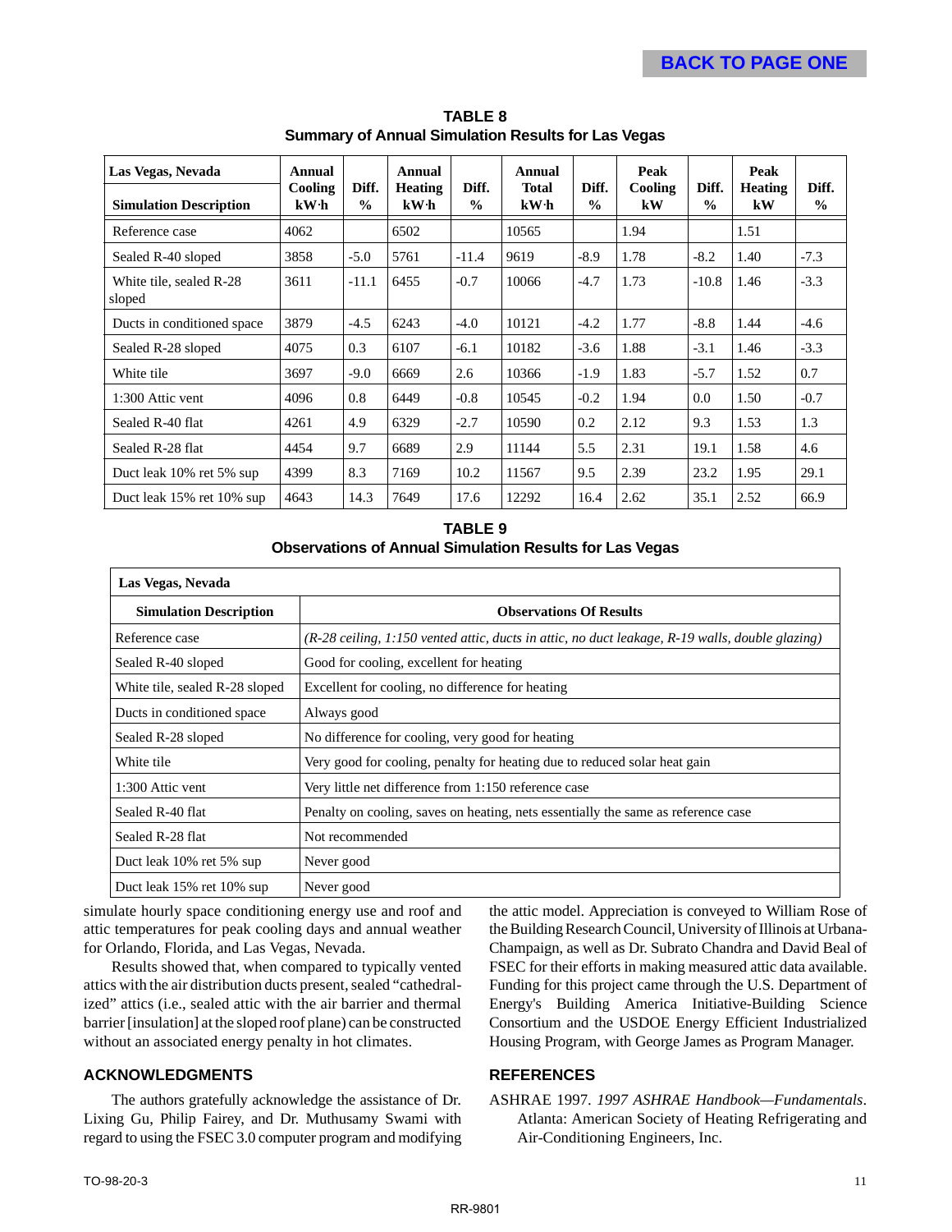**TABLE 8**
**Summary of Annual Simulation Results for Las Vegas**

| Las Vegas, Nevada<br>Simulation Description | Annual Cooling kW·h | Diff. % | Annual Heating kW·h | Diff. % | Annual Total kW·h | Diff. % | Peak Cooling kW | Diff. % | Peak Heating kW | Diff. % |
|---|---|---|---|---|---|---|---|---|---|---|
| Reference case | 4062 | | 6502 | | 10565 | | 1.94 | | 1.51 | |
| Sealed R-40 sloped | 3858 | -5.0 | 5761 | -11.4 | 9619 | -8.9 | 1.78 | -8.2 | 1.40 | -7.3 |
| White tile, sealed R-28 sloped | 3611 | -11.1 | 6455 | -0.7 | 10066 | -4.7 | 1.73 | -10.8 | 1.46 | -3.3 |
| Ducts in conditioned space | 3879 | -4.5 | 6243 | -4.0 | 10121 | -4.2 | 1.77 | -8.8 | 1.44 | -4.6 |
| Sealed R-28 sloped | 4075 | 0.3 | 6107 | -6.1 | 10182 | -3.6 | 1.88 | -3.1 | 1.46 | -3.3 |
| White tile | 3697 | -9.0 | 6669 | 2.6 | 10366 | -1.9 | 1.83 | -5.7 | 1.52 | 0.7 |
| 1:300 Attic vent | 4096 | 0.8 | 6449 | -0.8 | 10545 | -0.2 | 1.94 | 0.0 | 1.50 | -0.7 |
| Sealed R-40 flat | 4261 | 4.9 | 6329 | -2.7 | 10590 | 0.2 | 2.12 | 9.3 | 1.53 | 1.3 |
| Sealed R-28 flat | 4454 | 9.7 | 6689 | 2.9 | 11144 | 5.5 | 2.31 | 19.1 | 1.58 | 4.6 |
| Duct leak 10% ret 5% sup | 4399 | 8.3 | 7169 | 10.2 | 11567 | 9.5 | 2.39 | 23.2 | 1.95 | 29.1 |
| Duct leak 15% ret 10% sup | 4643 | 14.3 | 7649 | 17.6 | 12292 | 16.4 | 2.62 | 35.1 | 2.52 | 66.9 |

**TABLE 9**
**Observations of Annual Simulation Results for Las Vegas**

| Las Vegas, Nevada | |
|---|---|
| **Simulation Description** | **Observations Of Results** |
| Reference case | *(R-28 ceiling, 1:150 vented attic, ducts in attic, no duct leakage, R-19 walls, double glazing)* |
| Sealed R-40 sloped | Good for cooling, excellent for heating |
| White tile, sealed R-28 sloped | Excellent for cooling, no difference for heating |
| Ducts in conditioned space | Always good |
| Sealed R-28 sloped | No difference for cooling, very good for heating |
| White tile | Very good for cooling, penalty for heating due to reduced solar heat gain |
| 1:300 Attic vent | Very little net difference from 1:150 reference case |
| Sealed R-40 flat | Penalty on cooling, saves on heating, nets essentially the same as reference case |
| Sealed R-28 flat | Not recommended |
| Duct leak 10% ret 5% sup | Never good |
| Duct leak 15% ret 10% sup | Never good |

simulate hourly space conditioning energy use and roof and attic temperatures for peak cooling days and annual weather for Orlando, Florida, and Las Vegas, Nevada.

Results showed that, when compared to typically vented attics with the air distribution ducts present, sealed "cathedralized" attics (i.e., sealed attic with the air barrier and thermal barrier [insulation] at the sloped roof plane) can be constructed without an associated energy penalty in hot climates.

## ACKNOWLEDGMENTS

The authors gratefully acknowledge the assistance of Dr. Lixing Gu, Philip Fairey, and Dr. Muthusamy Swami with regard to using the FSEC 3.0 computer program and modifying the attic model. Appreciation is conveyed to William Rose of the Building Research Council, University of Illinois at Urbana-Champaign, as well as Dr. Subrato Chandra and David Beal of FSEC for their efforts in making measured attic data available. Funding for this project came through the U.S. Department of Energy's Building America Initiative-Building Science Consortium and the USDOE Energy Efficient Industrialized Housing Program, with George James as Program Manager.

## REFERENCES

ASHRAE 1997. *1997 ASHRAE Handbook—Fundamentals*. Atlanta: American Society of Heating Refrigerating and Air-Conditioning Engineers, Inc.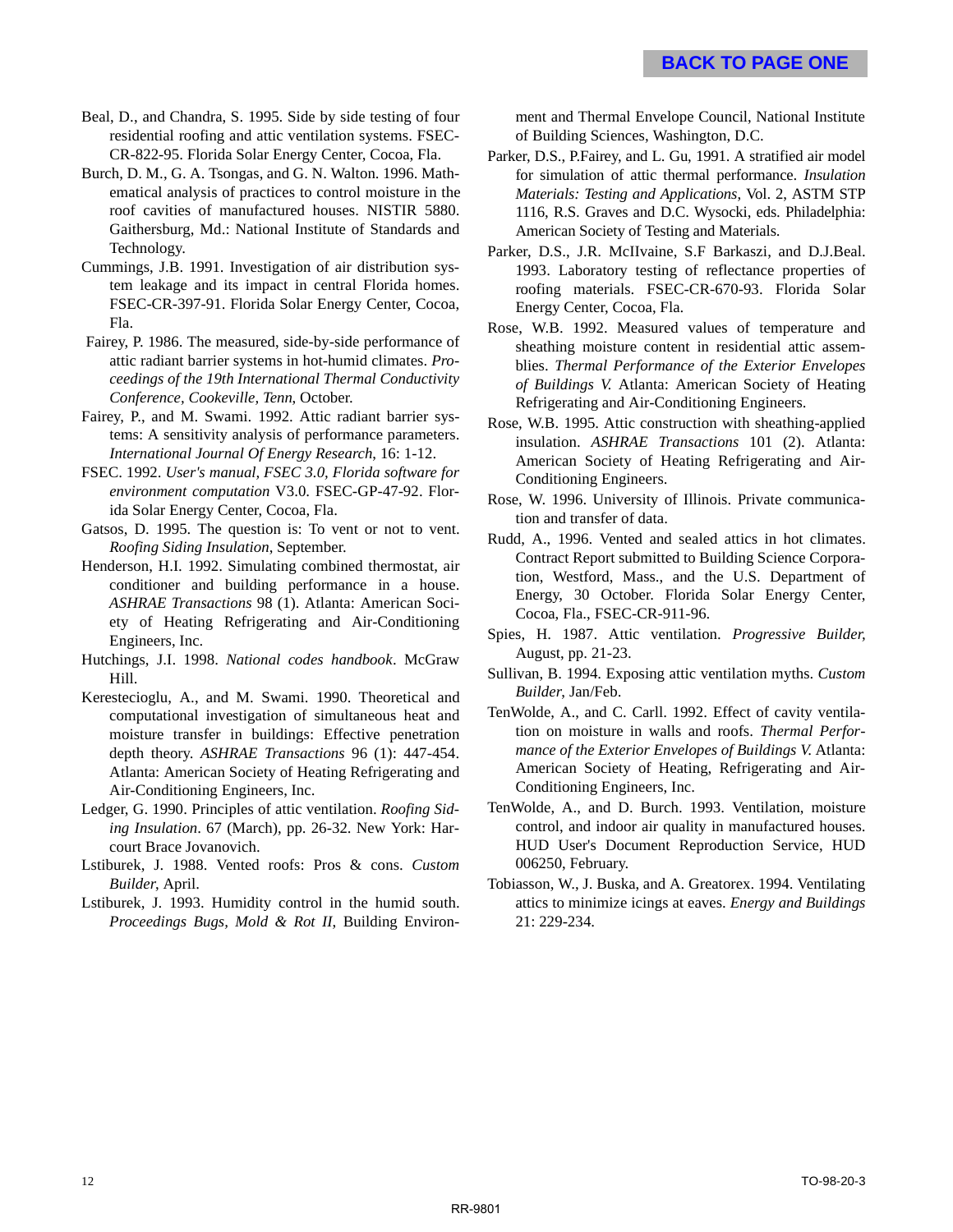Beal, D., and Chandra, S. 1995. Side by side testing of four residential roofing and attic ventilation systems. FSEC-CR-822-95. Florida Solar Energy Center, Cocoa, Fla.

Burch, D. M., G. A. Tsongas, and G. N. Walton. 1996. Mathematical analysis of practices to control moisture in the roof cavities of manufactured houses. NISTIR 5880. Gaithersburg, Md.: National Institute of Standards and Technology.

Cummings, J.B. 1991. Investigation of air distribution system leakage and its impact in central Florida homes. FSEC-CR-397-91. Florida Solar Energy Center, Cocoa, Fla.

Fairey, P. 1986. The measured, side-by-side performance of attic radiant barrier systems in hot-humid climates. *Proceedings of the 19th International Thermal Conductivity Conference*, *Cookeville, Tenn,* October.

Fairey, P., and M. Swami. 1992. Attic radiant barrier systems: A sensitivity analysis of performance parameters. *International Journal Of Energy Research*, 16: 1-12.

FSEC. 1992. *User's manual, FSEC 3.0, Florida software for environment computation* V3.0. FSEC-GP-47-92. Florida Solar Energy Center, Cocoa, Fla.

Gatsos, D. 1995. The question is: To vent or not to vent. *Roofing Siding Insulation*, September.

Henderson, H.I. 1992. Simulating combined thermostat, air conditioner and building performance in a house. *ASHRAE Transactions* 98 (1). Atlanta: American Society of Heating Refrigerating and Air-Conditioning Engineers, Inc.

Hutchings, J.I. 1998. *National codes handbook*. McGraw Hill.

Kerestecioglu, A., and M. Swami. 1990. Theoretical and computational investigation of simultaneous heat and moisture transfer in buildings: Effective penetration depth theory. *ASHRAE Transactions* 96 (1): 447-454. Atlanta: American Society of Heating Refrigerating and Air-Conditioning Engineers, Inc.

Ledger, G. 1990. Principles of attic ventilation. *Roofing Siding Insulation*. 67 (March), pp. 26-32. New York: Harcourt Brace Jovanovich.

Lstiburek, J. 1988. Vented roofs: Pros & cons. *Custom Builder*, April.

Lstiburek, J. 1993. Humidity control in the humid south. *Proceedings Bugs, Mold & Rot II*, Building Environment and Thermal Envelope Council, National Institute of Building Sciences, Washington, D.C.

Parker, D.S., P.Fairey, and L. Gu, 1991. A stratified air model for simulation of attic thermal performance. *Insulation Materials: Testing and Applications*, Vol. 2, ASTM STP 1116, R.S. Graves and D.C. Wysocki, eds. Philadelphia: American Society of Testing and Materials.

Parker, D.S., J.R. McIlvaine, S.F Barkaszi, and D.J.Beal. 1993. Laboratory testing of reflectance properties of roofing materials. FSEC-CR-670-93. Florida Solar Energy Center, Cocoa, Fla.

Rose, W.B. 1992. Measured values of temperature and sheathing moisture content in residential attic assemblies. *Thermal Performance of the Exterior Envelopes of Buildings V.* Atlanta: American Society of Heating Refrigerating and Air-Conditioning Engineers.

Rose, W.B. 1995. Attic construction with sheathing-applied insulation. *ASHRAE Transactions* 101 (2). Atlanta: American Society of Heating Refrigerating and Air-Conditioning Engineers.

Rose, W. 1996. University of Illinois. Private communication and transfer of data.

Rudd, A., 1996. Vented and sealed attics in hot climates. Contract Report submitted to Building Science Corporation, Westford, Mass., and the U.S. Department of Energy, 30 October. Florida Solar Energy Center, Cocoa, Fla., FSEC-CR-911-96.

Spies, H. 1987. Attic ventilation. *Progressive Builder*, August, pp. 21-23.

Sullivan, B. 1994. Exposing attic ventilation myths. *Custom Builder*, Jan/Feb.

TenWolde, A., and C. Carll. 1992. Effect of cavity ventilation on moisture in walls and roofs. *Thermal Performance of the Exterior Envelopes of Buildings V.* Atlanta: American Society of Heating, Refrigerating and Air-Conditioning Engineers, Inc.

TenWolde, A., and D. Burch. 1993. Ventilation, moisture control, and indoor air quality in manufactured houses. HUD User's Document Reproduction Service, HUD 006250, February.

Tobiasson, W., J. Buska, and A. Greatorex. 1994. Ventilating attics to minimize icings at eaves. *Energy and Buildings* 21: 229-234.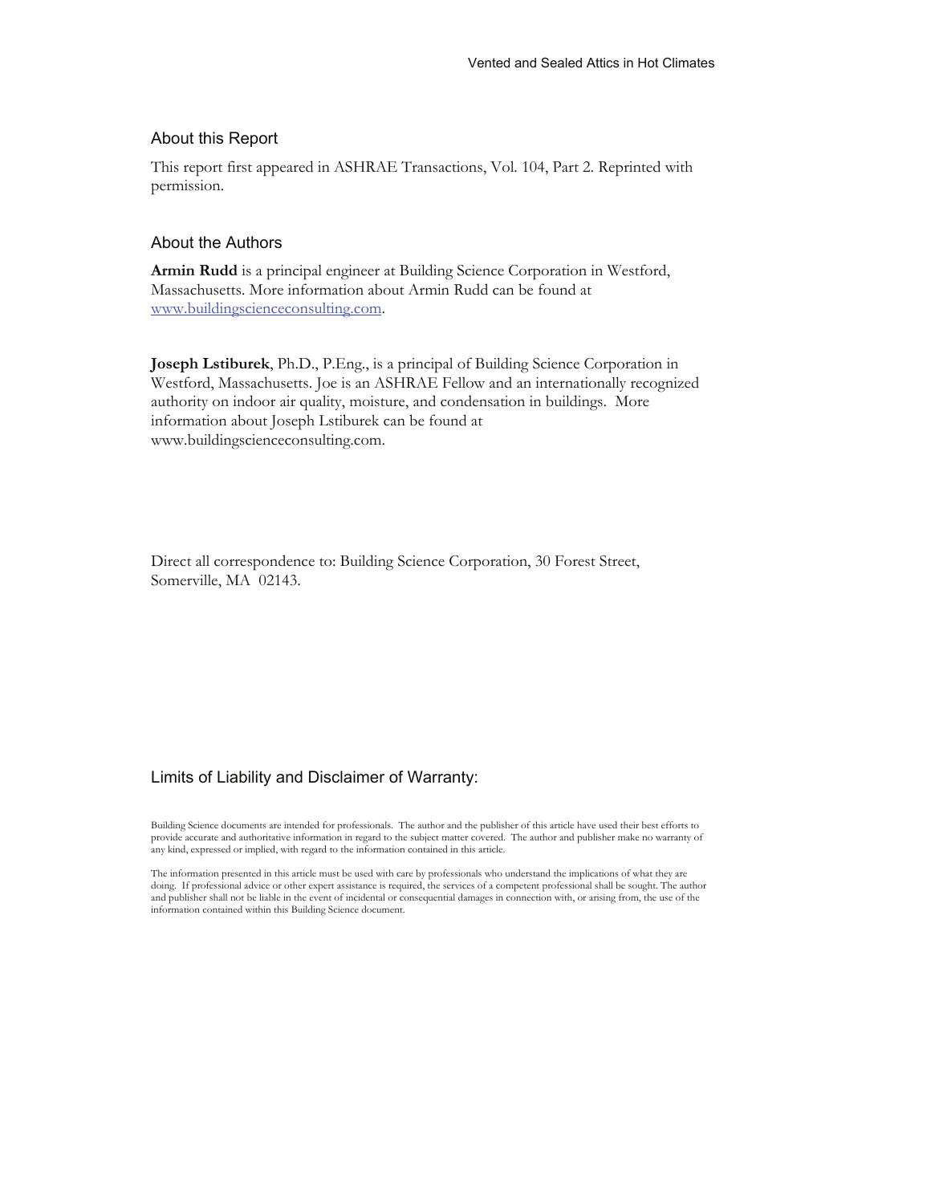## About this Report

This report first appeared in ASHRAE Transactions, Vol. 104, Part 2. Reprinted with permission.

## About the Authors

**Armin Rudd** is a principal engineer at Building Science Corporation in Westford, Massachusetts. More information about Armin Rudd can be found at www.buildingscienceconsulting.com.

**Joseph Lstiburek**, Ph.D., P.Eng., is a principal of Building Science Corporation in Westford, Massachusetts. Joe is an ASHRAE Fellow and an internationally recognized authority on indoor air quality, moisture, and condensation in buildings. More information about Joseph Lstiburek can be found at www.buildingscienceconsulting.com.

Direct all correspondence to: Building Science Corporation, 30 Forest Street, Somerville, MA 02143.

## Limits of Liability and Disclaimer of Warranty:

Building Science documents are intended for professionals. The author and the publisher of this article have used their best efforts to provide accurate and authoritative information in regard to the subject matter covered. The author and publisher make no warranty of any kind, expressed or implied, with regard to the information contained in this article.

The information presented in this article must be used with care by professionals who understand the implications of what they are doing. If professional advice or other expert assistance is required, the services of a competent professional shall be sought. The author and publisher shall not be liable in the event of incidental or consequential damages in connection with, or arising from, the use of the information contained within this Building Science document.